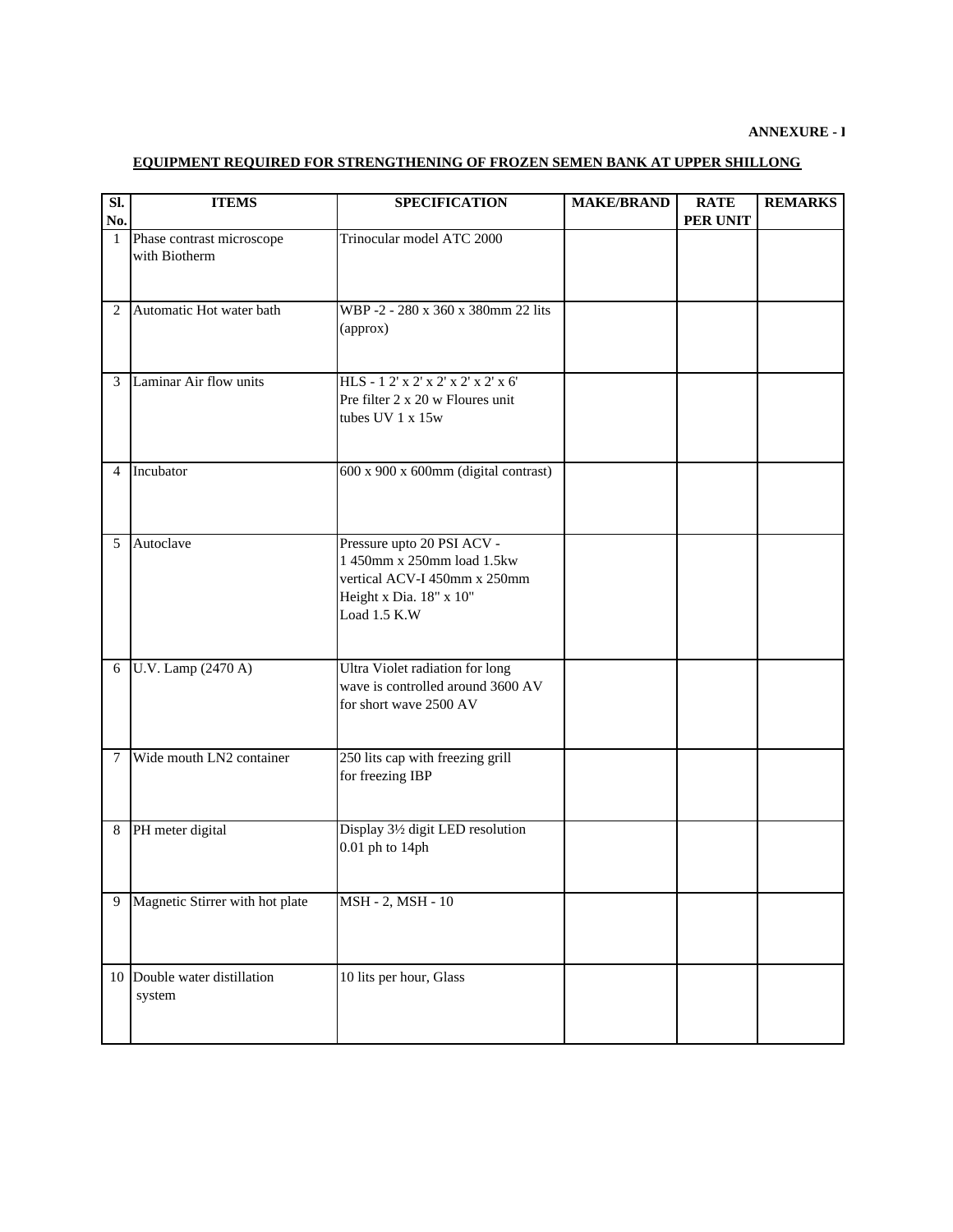**ANNEXURE - I**

## EQUIPMENT REQUIRED FOR STRENGTHENING OF FROZEN SEMEN BANK AT UPPER SHILLONG

| Sl. No. | ITEMS | SPECIFICATION | MAKE/BRAND | RATE PER UNIT | REMARKS |
|---|---|---|---|---|---|
| 1 | Phase contrast microscope with Biotherm | Trinocular model ATC 2000 | | | |
| 2 | Automatic Hot water bath | WBP -2 - 280 x 360 x 380mm 22 lits (approx) | | | |
| 3 | Laminar Air flow units | HLS - 1 2' x 2' x 2' x 2' x 2' x 6' Pre filter 2 x 20 w Floures unit tubes UV 1 x 15w | | | |
| 4 | Incubator | 600 x 900 x 600mm (digital contrast) | | | |
| 5 | Autoclave | Pressure upto 20 PSI ACV - 1 450mm x 250mm load 1.5kw vertical ACV-I 450mm x 250mm Height x Dia. 18" x 10" Load 1.5 K.W | | | |
| 6 | U.V. Lamp (2470 A) | Ultra Violet radiation for long wave is controlled around 3600 AV for short wave 2500 AV | | | |
| 7 | Wide mouth LN2 container | 250 lits cap with freezing grill for freezing IBP | | | |
| 8 | PH meter digital | Display 3½ digit LED resolution 0.01 ph to 14ph | | | |
| 9 | Magnetic Stirrer with hot plate | MSH - 2, MSH - 10 | | | |
| 10 | Double water distillation system | 10 lits per hour, Glass | | | |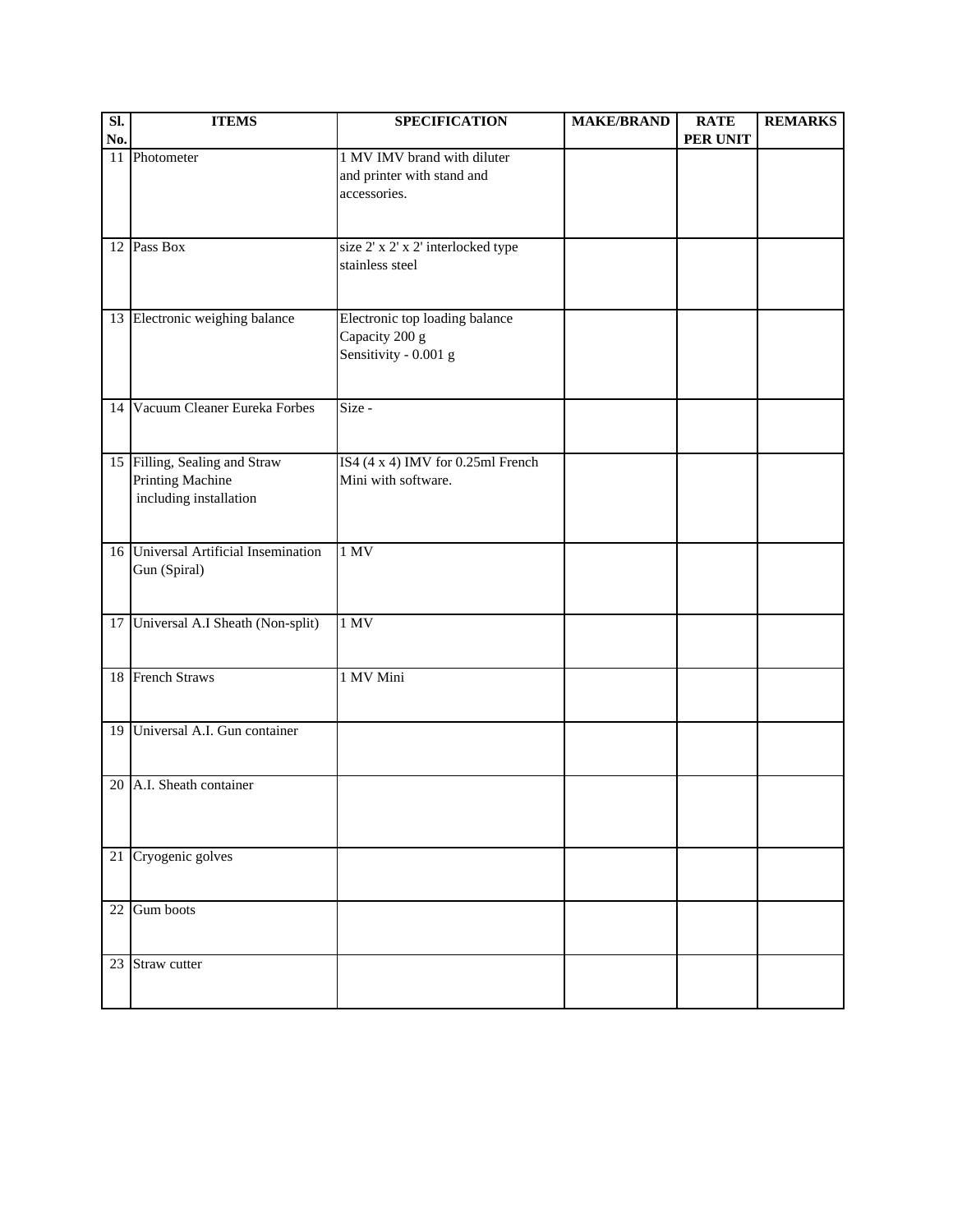| Sl. No. | ITEMS | SPECIFICATION | MAKE/BRAND | RATE PER UNIT | REMARKS |
|---|---|---|---|---|---|
| 11 | Photometer | 1 MV IMV brand with diluter and printer with stand and accessories. | | | |
| 12 | Pass Box | size 2' x 2' x 2' interlocked type stainless steel | | | |
| 13 | Electronic weighing balance | Electronic top loading balance Capacity 200 g Sensitivity - 0.001 g | | | |
| 14 | Vacuum Cleaner Eureka Forbes | Size - | | | |
| 15 | Filling, Sealing and Straw Printing Machine including installation | IS4 (4 x 4) IMV for 0.25ml French Mini with software. | | | |
| 16 | Universal Artificial Insemination Gun (Spiral) | 1 MV | | | |
| 17 | Universal A.I Sheath (Non-split) | 1 MV | | | |
| 18 | French Straws | 1 MV Mini | | | |
| 19 | Universal A.I. Gun container | | | | |
| 20 | A.I. Sheath container | | | | |
| 21 | Cryogenic golves | | | | |
| 22 | Gum boots | | | | |
| 23 | Straw cutter | | | | |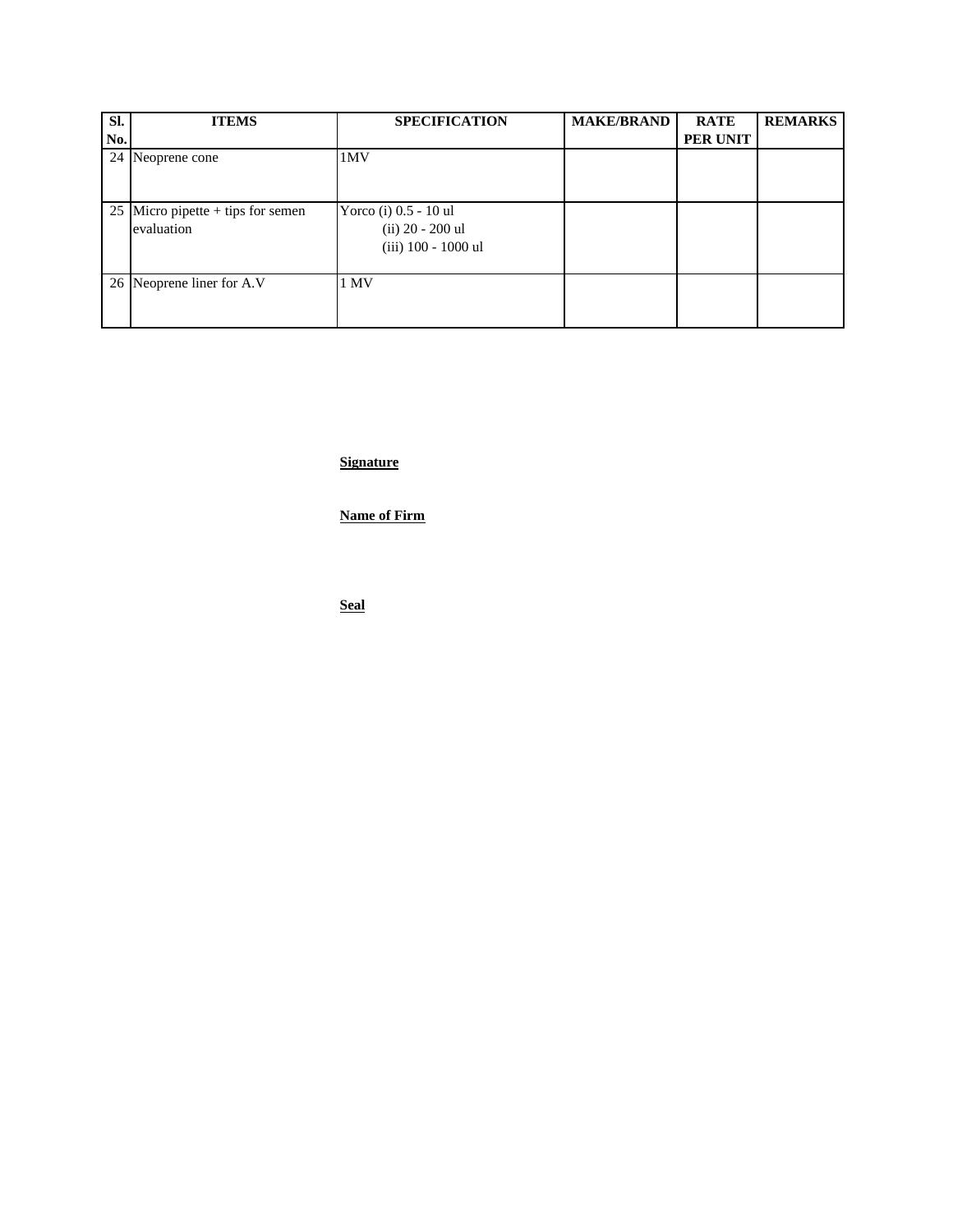| Sl. No. | ITEMS | SPECIFICATION | MAKE/BRAND | RATE PER UNIT | REMARKS |
|---|---|---|---|---|---|
| 24 | Neoprene cone | 1MV | | | |
| 25 | Micro pipette + tips for semen evaluation | Yorco (i) 0.5 - 10 ul<br>(ii) 20 - 200 ul<br>(iii) 100 - 1000 ul | | | |
| 26 | Neoprene liner for A.V | 1 MV | | | |

**Signature**

**Name of Firm**

**Seal**